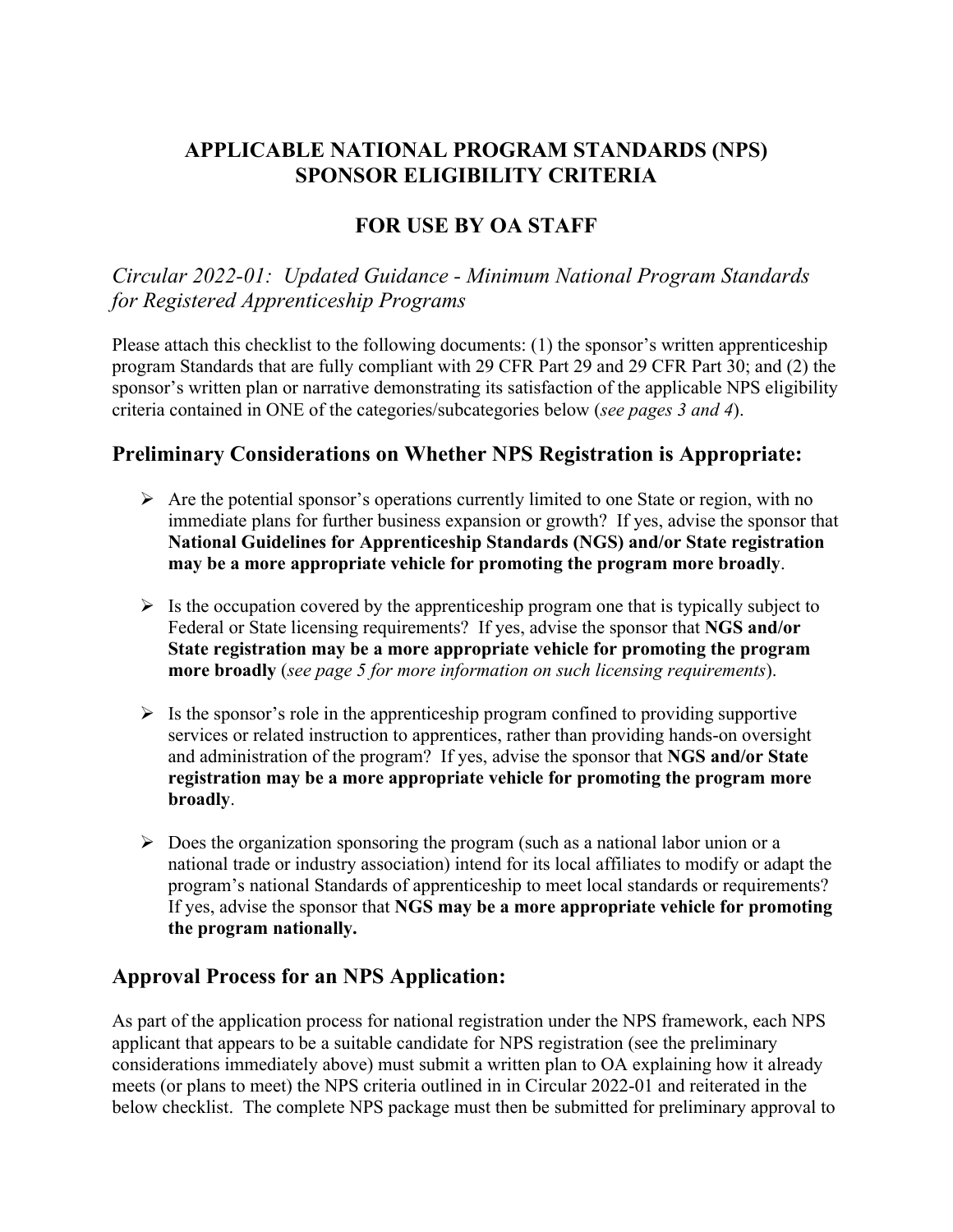# APPLICABLE NATIONAL PROGRAM STANDARDS (NPS) SPONSOR ELIGIBILITY CRITERIA

# FOR USE BY OA STAFF

*Circular 2022-01: Updated Guidance - Minimum National Program Standards for Registered Apprenticeship Programs*

Please attach this checklist to the following documents: (1) the sponsor's written apprenticeship program Standards that are fully compliant with 29 CFR Part 29 and 29 CFR Part 30; and (2) the sponsor's written plan or narrative demonstrating its satisfaction of the applicable NPS eligibility criteria contained in ONE of the categories/subcategories below (*see pages 3 and 4*).

## Preliminary Considerations on Whether NPS Registration is Appropriate:

- Are the potential sponsor's operations currently limited to one State or region, with no immediate plans for further business expansion or growth? If yes, advise the sponsor that **National Guidelines for Apprenticeship Standards (NGS) and/or State registration may be a more appropriate vehicle for promoting the program more broadly**.
- Is the occupation covered by the apprenticeship program one that is typically subject to Federal or State licensing requirements? If yes, advise the sponsor that **NGS and/or State registration may be a more appropriate vehicle for promoting the program more broadly** (*see page 5 for more information on such licensing requirements*).
- Is the sponsor's role in the apprenticeship program confined to providing supportive services or related instruction to apprentices, rather than providing hands-on oversight and administration of the program? If yes, advise the sponsor that **NGS and/or State registration may be a more appropriate vehicle for promoting the program more broadly**.
- Does the organization sponsoring the program (such as a national labor union or a national trade or industry association) intend for its local affiliates to modify or adapt the program's national Standards of apprenticeship to meet local standards or requirements? If yes, advise the sponsor that **NGS may be a more appropriate vehicle for promoting the program nationally.**

## Approval Process for an NPS Application:

As part of the application process for national registration under the NPS framework, each NPS applicant that appears to be a suitable candidate for NPS registration (see the preliminary considerations immediately above) must submit a written plan to OA explaining how it already meets (or plans to meet) the NPS criteria outlined in in Circular 2022-01 and reiterated in the below checklist. The complete NPS package must then be submitted for preliminary approval to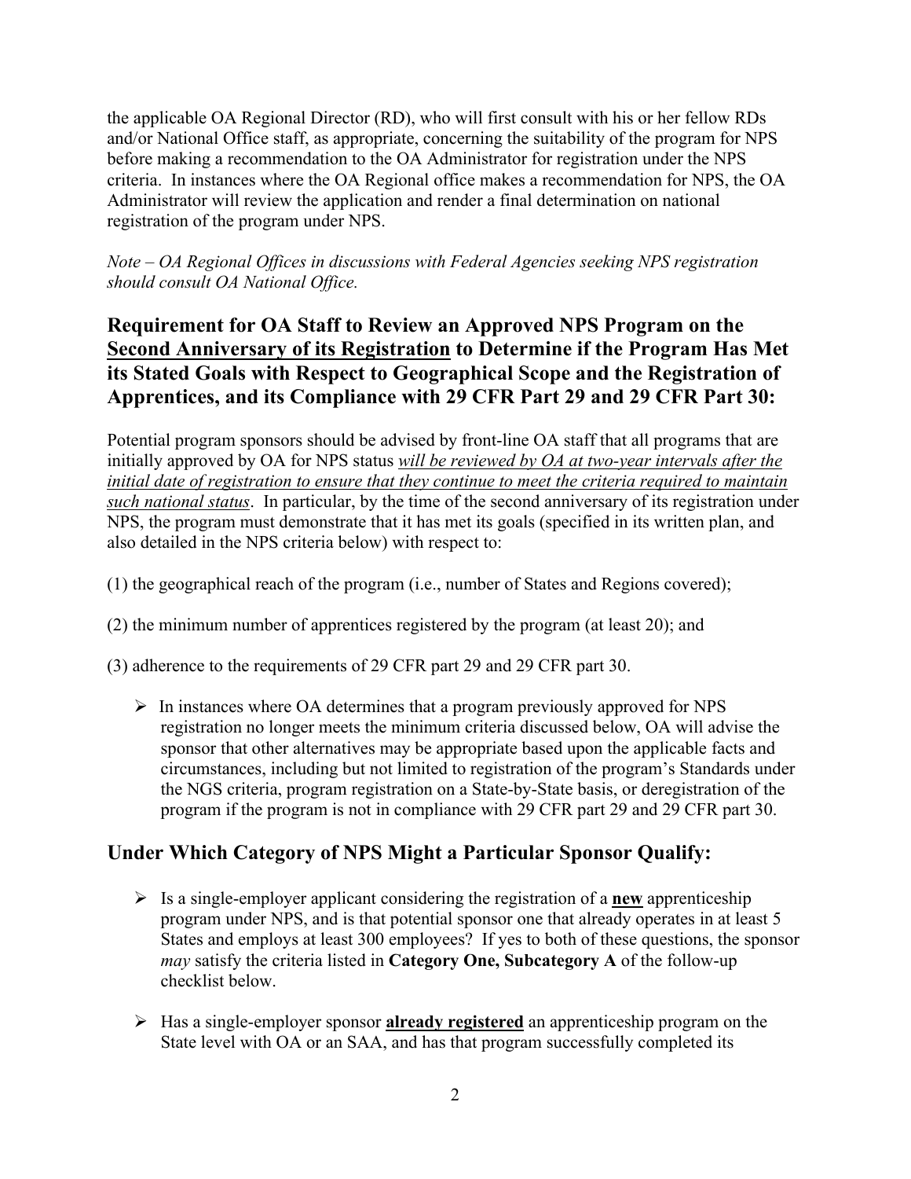the applicable OA Regional Director (RD), who will first consult with his or her fellow RDs and/or National Office staff, as appropriate, concerning the suitability of the program for NPS before making a recommendation to the OA Administrator for registration under the NPS criteria. In instances where the OA Regional office makes a recommendation for NPS, the OA Administrator will review the application and render a final determination on national registration of the program under NPS.

*Note – OA Regional Offices in discussions with Federal Agencies seeking NPS registration should consult OA National Office.*

## Requirement for OA Staff to Review an Approved NPS Program on the <u>Second Anniversary of its Registration</u> to Determine if the Program Has Met its Stated Goals with Respect to Geographical Scope and the Registration of Apprentices, and its Compliance with 29 CFR Part 29 and 29 CFR Part 30:

Potential program sponsors should be advised by front-line OA staff that all programs that are initially approved by OA for NPS status <u>*will be reviewed by OA at two-year intervals after the initial date of registration to ensure that they continue to meet the criteria required to maintain such national status*</u>. In particular, by the time of the second anniversary of its registration under NPS, the program must demonstrate that it has met its goals (specified in its written plan, and also detailed in the NPS criteria below) with respect to:

(1) the geographical reach of the program (i.e., number of States and Regions covered);

(2) the minimum number of apprentices registered by the program (at least 20); and

(3) adherence to the requirements of 29 CFR part 29 and 29 CFR part 30.

- In instances where OA determines that a program previously approved for NPS registration no longer meets the minimum criteria discussed below, OA will advise the sponsor that other alternatives may be appropriate based upon the applicable facts and circumstances, including but not limited to registration of the program's Standards under the NGS criteria, program registration on a State-by-State basis, or deregistration of the program if the program is not in compliance with 29 CFR part 29 and 29 CFR part 30.

## Under Which Category of NPS Might a Particular Sponsor Qualify:

- Is a single-employer applicant considering the registration of a <u>**new**</u> apprenticeship program under NPS, and is that potential sponsor one that already operates in at least 5 States and employs at least 300 employees? If yes to both of these questions, the sponsor *may* satisfy the criteria listed in **Category One, Subcategory A** of the follow-up checklist below.

- Has a single-employer sponsor <u>**already registered**</u> an apprenticeship program on the State level with OA or an SAA, and has that program successfully completed its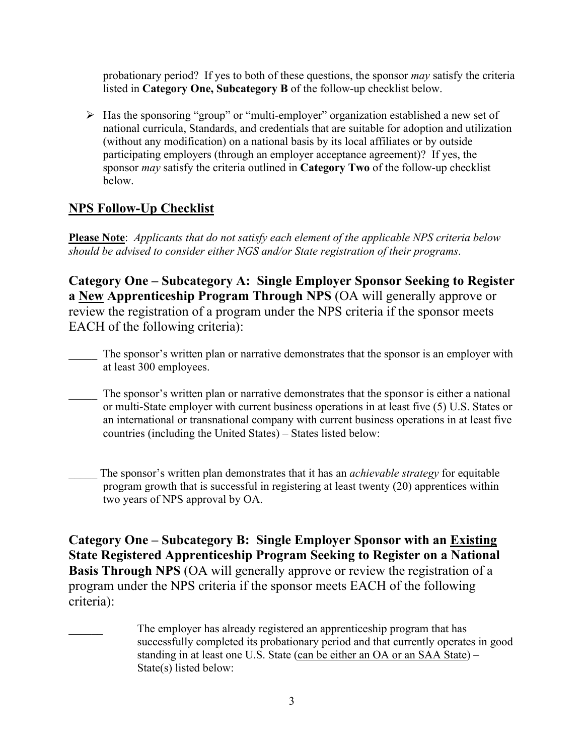probationary period? If yes to both of these questions, the sponsor *may* satisfy the criteria listed in **Category One, Subcategory B** of the follow-up checklist below.

- Has the sponsoring "group" or "multi-employer" organization established a new set of national curricula, Standards, and credentials that are suitable for adoption and utilization (without any modification) on a national basis by its local affiliates or by outside participating employers (through an employer acceptance agreement)? If yes, the sponsor *may* satisfy the criteria outlined in **Category Two** of the follow-up checklist below.

## NPS Follow-Up Checklist

**Please Note**: *Applicants that do not satisfy each element of the applicable NPS criteria below should be advised to consider either NGS and/or State registration of their programs*.

### Category One – Subcategory A: Single Employer Sponsor Seeking to Register a New Apprenticeship Program Through NPS (OA will generally approve or review the registration of a program under the NPS criteria if the sponsor meets EACH of the following criteria):

_____ The sponsor's written plan or narrative demonstrates that the sponsor is an employer with at least 300 employees.

_____ The sponsor's written plan or narrative demonstrates that the sponsor is either a national or multi-State employer with current business operations in at least five (5) U.S. States or an international or transnational company with current business operations in at least five countries (including the United States) – States listed below:

_____ The sponsor's written plan demonstrates that it has an *achievable strategy* for equitable program growth that is successful in registering at least twenty (20) apprentices within two years of NPS approval by OA.

### Category One – Subcategory B: Single Employer Sponsor with an Existing State Registered Apprenticeship Program Seeking to Register on a National Basis Through NPS (OA will generally approve or review the registration of a program under the NPS criteria if the sponsor meets EACH of the following criteria):

______ The employer has already registered an apprenticeship program that has successfully completed its probationary period and that currently operates in good standing in at least one U.S. State (can be either an OA or an SAA State) – State(s) listed below: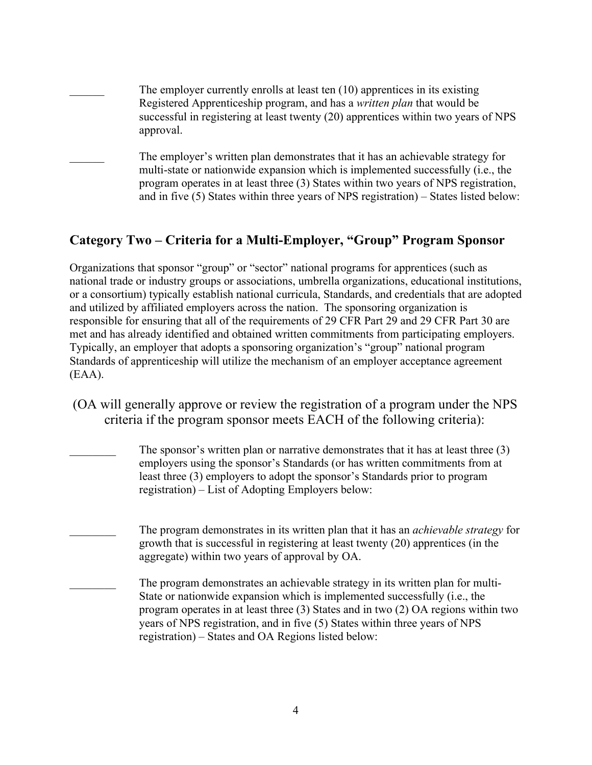\_\_\_\_\_\_ The employer currently enrolls at least ten (10) apprentices in its existing Registered Apprenticeship program, and has a *written plan* that would be successful in registering at least twenty (20) apprentices within two years of NPS approval.

\_\_\_\_\_\_ The employer's written plan demonstrates that it has an achievable strategy for multi-state or nationwide expansion which is implemented successfully (i.e., the program operates in at least three (3) States within two years of NPS registration, and in five (5) States within three years of NPS registration) – States listed below:

## Category Two – Criteria for a Multi-Employer, "Group" Program Sponsor

Organizations that sponsor "group" or "sector" national programs for apprentices (such as national trade or industry groups or associations, umbrella organizations, educational institutions, or a consortium) typically establish national curricula, Standards, and credentials that are adopted and utilized by affiliated employers across the nation. The sponsoring organization is responsible for ensuring that all of the requirements of 29 CFR Part 29 and 29 CFR Part 30 are met and has already identified and obtained written commitments from participating employers. Typically, an employer that adopts a sponsoring organization's "group" national program Standards of apprenticeship will utilize the mechanism of an employer acceptance agreement (EAA).

(OA will generally approve or review the registration of a program under the NPS criteria if the program sponsor meets EACH of the following criteria):

\_\_\_\_\_\_\_\_ The sponsor's written plan or narrative demonstrates that it has at least three (3) employers using the sponsor's Standards (or has written commitments from at least three (3) employers to adopt the sponsor's Standards prior to program registration) – List of Adopting Employers below:

\_\_\_\_\_\_\_\_ The program demonstrates in its written plan that it has an *achievable strategy* for growth that is successful in registering at least twenty (20) apprentices (in the aggregate) within two years of approval by OA.

\_\_\_\_\_\_\_\_ The program demonstrates an achievable strategy in its written plan for multi-State or nationwide expansion which is implemented successfully (i.e., the program operates in at least three (3) States and in two (2) OA regions within two years of NPS registration, and in five (5) States within three years of NPS registration) – States and OA Regions listed below: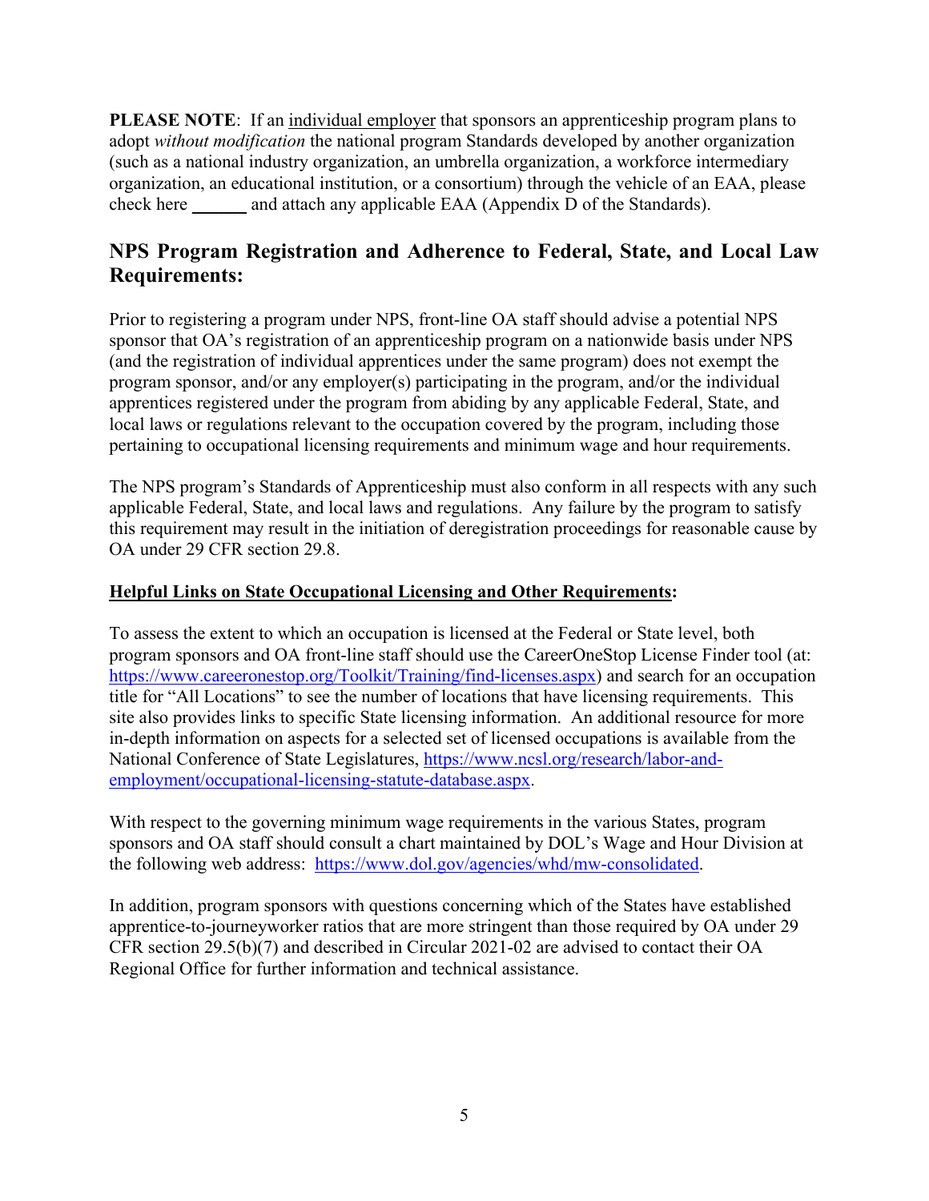**PLEASE NOTE**: If an individual employer that sponsors an apprenticeship program plans to adopt *without modification* the national program Standards developed by another organization (such as a national industry organization, an umbrella organization, a workforce intermediary organization, an educational institution, or a consortium) through the vehicle of an EAA, please check here ______ and attach any applicable EAA (Appendix D of the Standards).

## NPS Program Registration and Adherence to Federal, State, and Local Law Requirements:

Prior to registering a program under NPS, front-line OA staff should advise a potential NPS sponsor that OA's registration of an apprenticeship program on a nationwide basis under NPS (and the registration of individual apprentices under the same program) does not exempt the program sponsor, and/or any employer(s) participating in the program, and/or the individual apprentices registered under the program from abiding by any applicable Federal, State, and local laws or regulations relevant to the occupation covered by the program, including those pertaining to occupational licensing requirements and minimum wage and hour requirements.

The NPS program's Standards of Apprenticeship must also conform in all respects with any such applicable Federal, State, and local laws and regulations. Any failure by the program to satisfy this requirement may result in the initiation of deregistration proceedings for reasonable cause by OA under 29 CFR section 29.8.

**Helpful Links on State Occupational Licensing and Other Requirements:**

To assess the extent to which an occupation is licensed at the Federal or State level, both program sponsors and OA front-line staff should use the CareerOneStop License Finder tool (at: https://www.careeronestop.org/Toolkit/Training/find-licenses.aspx) and search for an occupation title for "All Locations" to see the number of locations that have licensing requirements. This site also provides links to specific State licensing information. An additional resource for more in-depth information on aspects for a selected set of licensed occupations is available from the National Conference of State Legislatures, https://www.ncsl.org/research/labor-and-employment/occupational-licensing-statute-database.aspx.

With respect to the governing minimum wage requirements in the various States, program sponsors and OA staff should consult a chart maintained by DOL's Wage and Hour Division at the following web address: https://www.dol.gov/agencies/whd/mw-consolidated.

In addition, program sponsors with questions concerning which of the States have established apprentice-to-journeyworker ratios that are more stringent than those required by OA under 29 CFR section 29.5(b)(7) and described in Circular 2021-02 are advised to contact their OA Regional Office for further information and technical assistance.